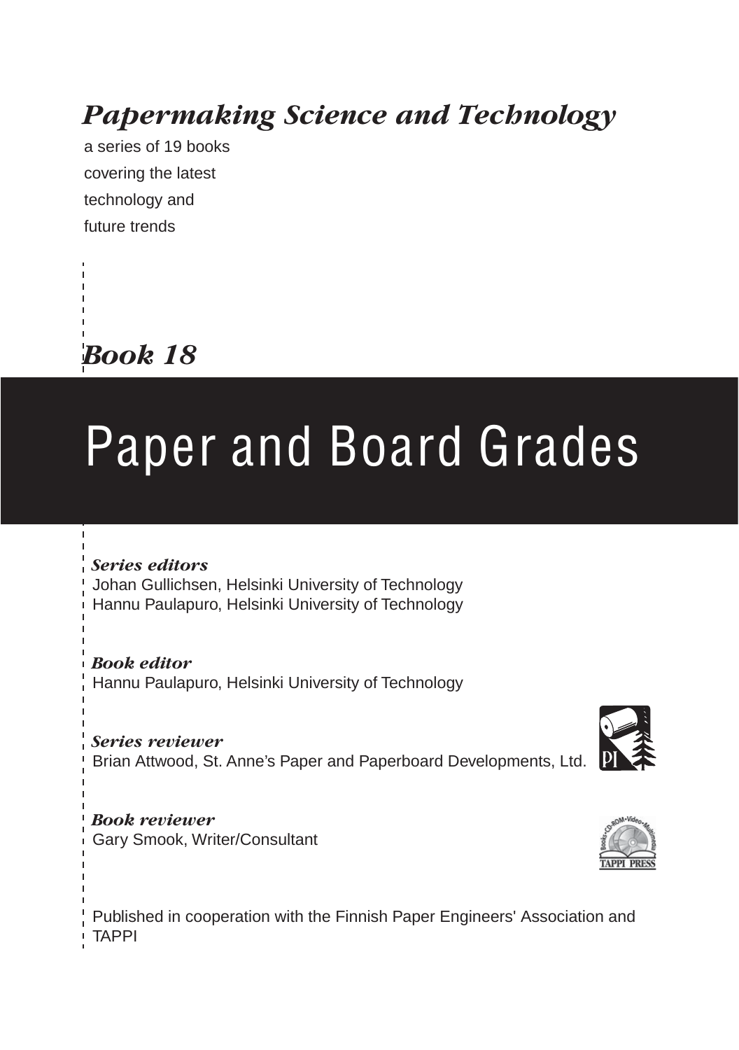## *Papermaking Science and Technology*

a series of 19 books
covering the latest
technology and
future trends

## *Book 18*

# Paper and Board Grades

***Series editors***
Johan Gullichsen, Helsinki University of Technology
Hannu Paulapuro, Helsinki University of Technology

***Book editor***
Hannu Paulapuro, Helsinki University of Technology

***Series reviewer***
Brian Attwood, St. Anne's Paper and Paperboard Developments, Ltd.

***Book reviewer***
Gary Smook, Writer/Consultant

Published in cooperation with the Finnish Paper Engineers' Association and TAPPI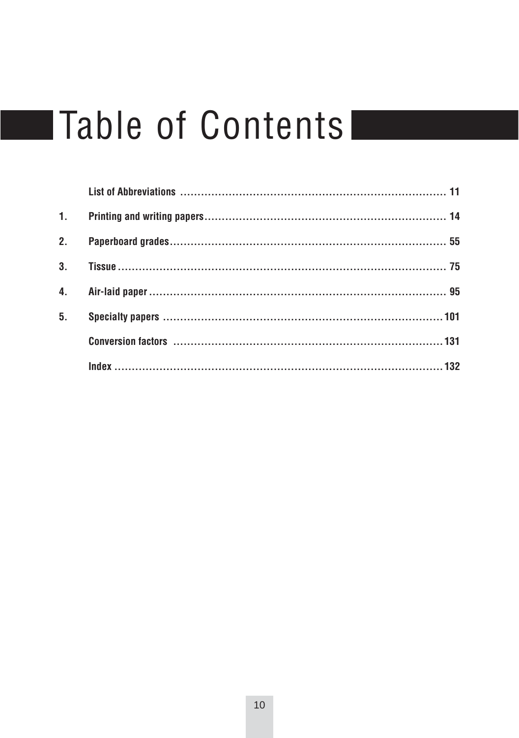# Table of Contents

| | | |
|---|---|---|
| | List of Abbreviations | 11 |
| 1. | Printing and writing papers | 14 |
| 2. | Paperboard grades | 55 |
| 3. | Tissue | 75 |
| 4. | Air-laid paper | 95 |
| 5. | Specialty papers | 101 |
| | Conversion factors | 131 |
| | Index | 132 |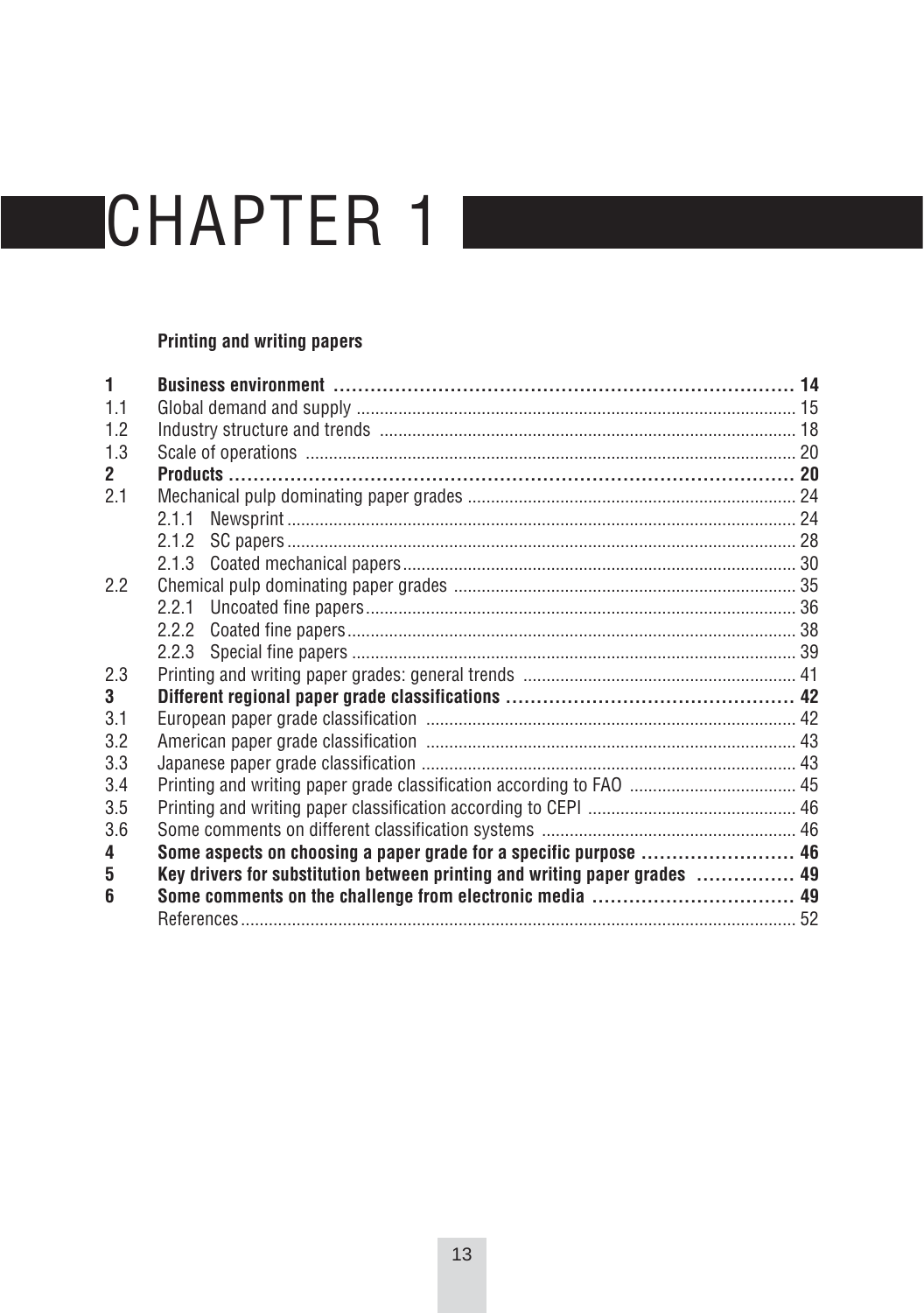# CHAPTER 1

## Printing and writing papers

| | | |
|---|---|---|
| **1** | **Business environment** | **14** |
| 1.1 | Global demand and supply | 15 |
| 1.2 | Industry structure and trends | 18 |
| 1.3 | Scale of operations | 20 |
| **2** | **Products** | **20** |
| 2.1 | Mechanical pulp dominating paper grades | 24 |
| | 2.1.1 Newsprint | 24 |
| | 2.1.2 SC papers | 28 |
| | 2.1.3 Coated mechanical papers | 30 |
| 2.2 | Chemical pulp dominating paper grades | 35 |
| | 2.2.1 Uncoated fine papers | 36 |
| | 2.2.2 Coated fine papers | 38 |
| | 2.2.3 Special fine papers | 39 |
| 2.3 | Printing and writing paper grades: general trends | 41 |
| **3** | **Different regional paper grade classifications** | **42** |
| 3.1 | European paper grade classification | 42 |
| 3.2 | American paper grade classification | 43 |
| 3.3 | Japanese paper grade classification | 43 |
| 3.4 | Printing and writing paper grade classification according to FAO | 45 |
| 3.5 | Printing and writing paper classification according to CEPI | 46 |
| 3.6 | Some comments on different classification systems | 46 |
| **4** | **Some aspects on choosing a paper grade for a specific purpose** | **46** |
| **5** | **Key drivers for substitution between printing and writing paper grades** | **49** |
| **6** | **Some comments on the challenge from electronic media** | **49** |
| | References | 52 |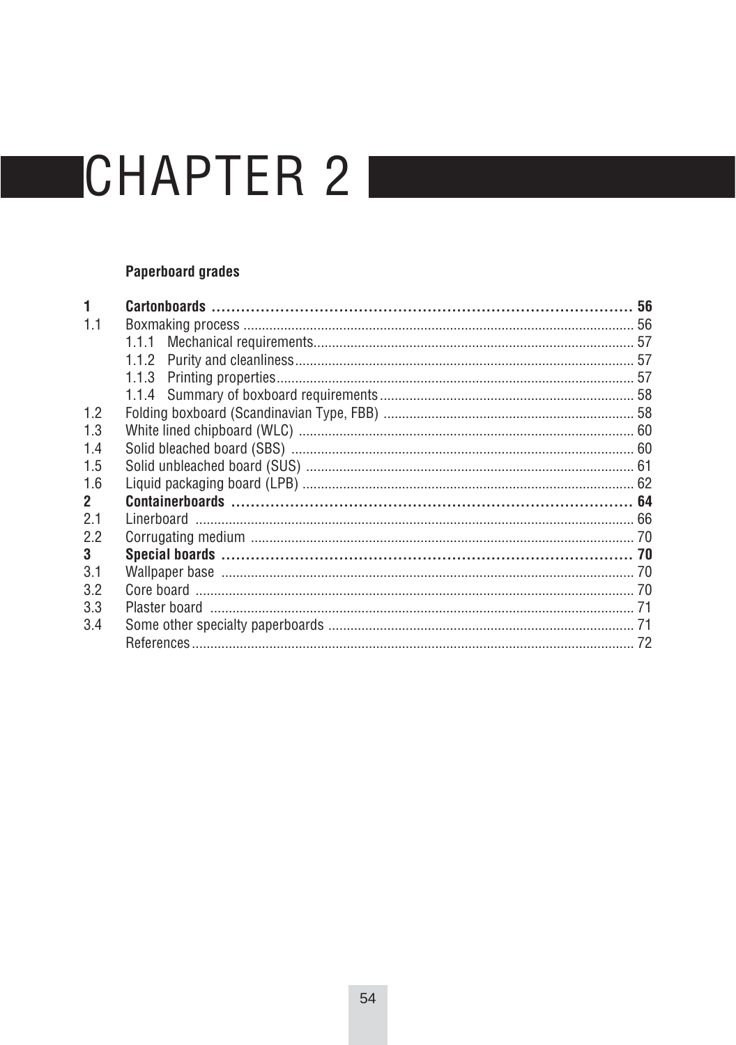# CHAPTER 2

## Paperboard grades

| | | |
|---|---|---|
| **1** | **Cartonboards** | **56** |
| 1.1 | Boxmaking process | 56 |
| | 1.1.1 Mechanical requirements | 57 |
| | 1.1.2 Purity and cleanliness | 57 |
| | 1.1.3 Printing properties | 57 |
| | 1.1.4 Summary of boxboard requirements | 58 |
| 1.2 | Folding boxboard (Scandinavian Type, FBB) | 58 |
| 1.3 | White lined chipboard (WLC) | 60 |
| 1.4 | Solid bleached board (SBS) | 60 |
| 1.5 | Solid unbleached board (SUS) | 61 |
| 1.6 | Liquid packaging board (LPB) | 62 |
| **2** | **Containerboards** | **64** |
| 2.1 | Linerboard | 66 |
| 2.2 | Corrugating medium | 70 |
| **3** | **Special boards** | **70** |
| 3.1 | Wallpaper base | 70 |
| 3.2 | Core board | 70 |
| 3.3 | Plaster board | 71 |
| 3.4 | Some other specialty paperboards | 71 |
| | References | 72 |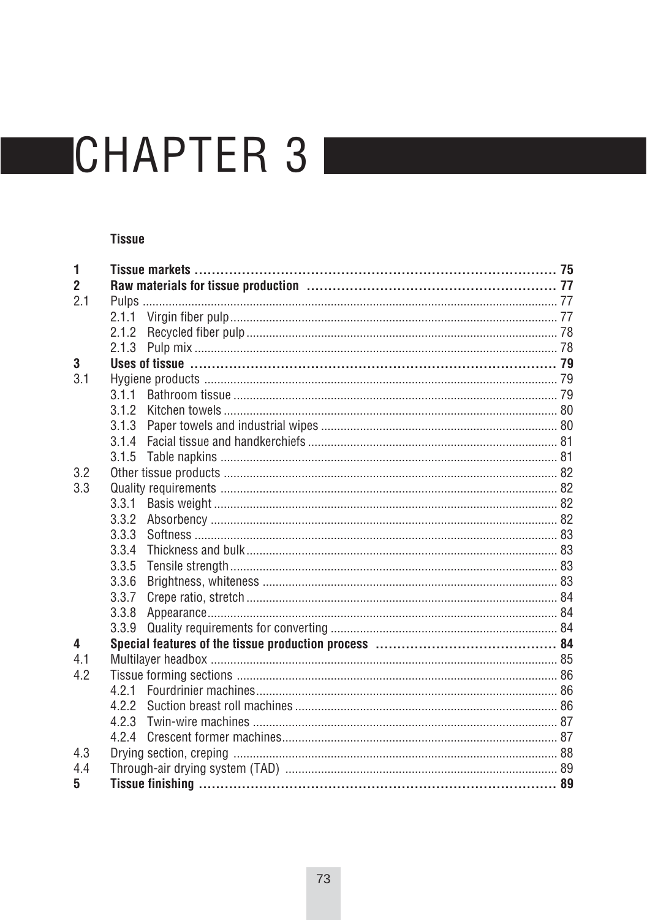# CHAPTER 3

## Tissue

| | | |
|---|---|---|
| **1** | **Tissue markets** | **75** |
| **2** | **Raw materials for tissue production** | **77** |
| 2.1 | Pulps | 77 |
| | 2.1.1 Virgin fiber pulp | 77 |
| | 2.1.2 Recycled fiber pulp | 78 |
| | 2.1.3 Pulp mix | 78 |
| **3** | **Uses of tissue** | **79** |
| 3.1 | Hygiene products | 79 |
| | 3.1.1 Bathroom tissue | 79 |
| | 3.1.2 Kitchen towels | 80 |
| | 3.1.3 Paper towels and industrial wipes | 80 |
| | 3.1.4 Facial tissue and handkerchiefs | 81 |
| | 3.1.5 Table napkins | 81 |
| 3.2 | Other tissue products | 82 |
| 3.3 | Quality requirements | 82 |
| | 3.3.1 Basis weight | 82 |
| | 3.3.2 Absorbency | 82 |
| | 3.3.3 Softness | 83 |
| | 3.3.4 Thickness and bulk | 83 |
| | 3.3.5 Tensile strength | 83 |
| | 3.3.6 Brightness, whiteness | 83 |
| | 3.3.7 Crepe ratio, stretch | 84 |
| | 3.3.8 Appearance | 84 |
| | 3.3.9 Quality requirements for converting | 84 |
| **4** | **Special features of the tissue production process** | **84** |
| 4.1 | Multilayer headbox | 85 |
| 4.2 | Tissue forming sections | 86 |
| | 4.2.1 Fourdrinier machines | 86 |
| | 4.2.2 Suction breast roll machines | 86 |
| | 4.2.3 Twin-wire machines | 87 |
| | 4.2.4 Crescent former machines | 87 |
| 4.3 | Drying section, creping | 88 |
| 4.4 | Through-air drying system (TAD) | 89 |
| **5** | **Tissue finishing** | **89** |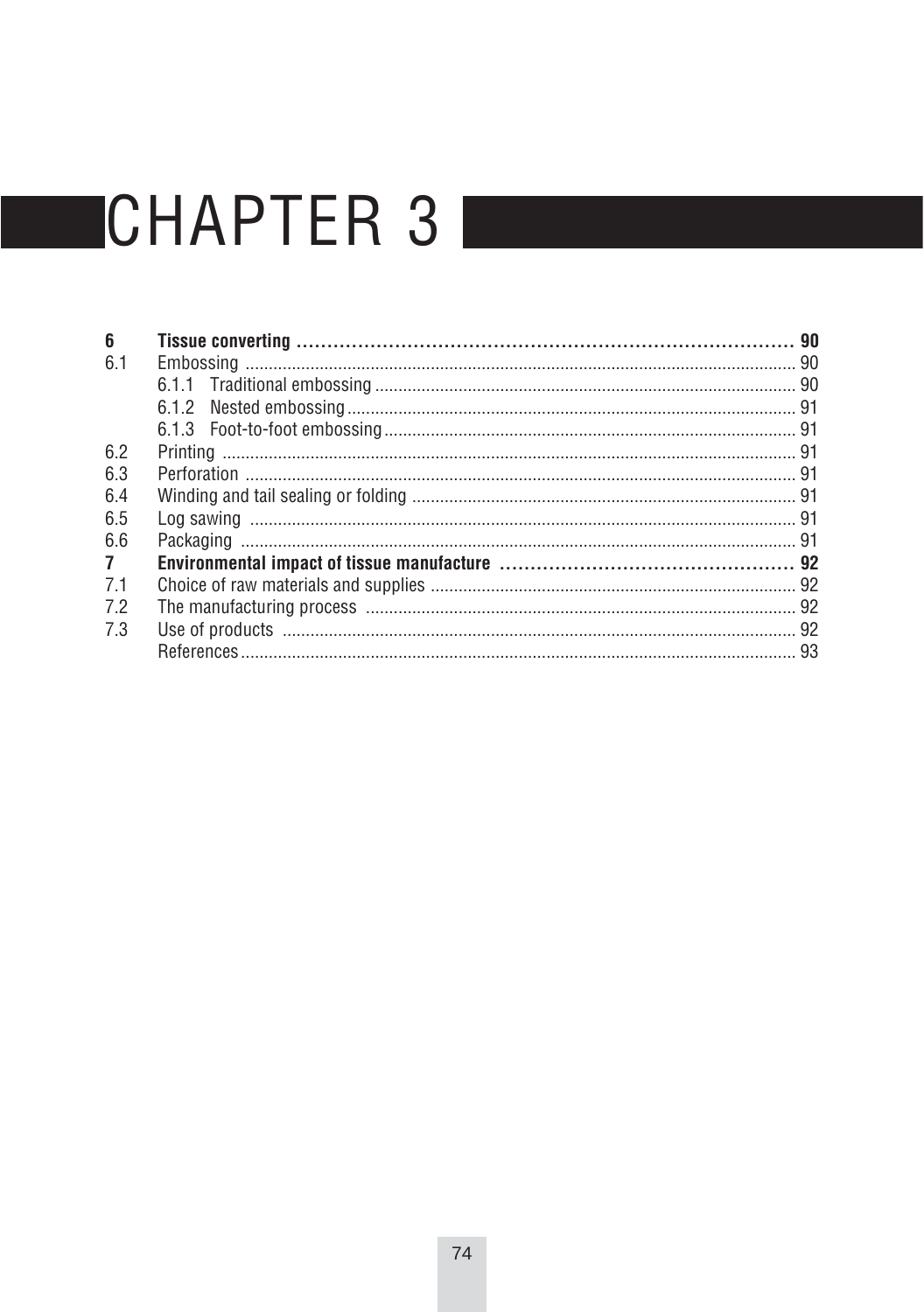# CHAPTER 3

| | | |
|---|---|---|
| **6** | **Tissue converting** | **90** |
| 6.1 | Embossing | 90 |
| | 6.1.1 Traditional embossing | 90 |
| | 6.1.2 Nested embossing | 91 |
| | 6.1.3 Foot-to-foot embossing | 91 |
| 6.2 | Printing | 91 |
| 6.3 | Perforation | 91 |
| 6.4 | Winding and tail sealing or folding | 91 |
| 6.5 | Log sawing | 91 |
| 6.6 | Packaging | 91 |
| **7** | **Environmental impact of tissue manufacture** | **92** |
| 7.1 | Choice of raw materials and supplies | 92 |
| 7.2 | The manufacturing process | 92 |
| 7.3 | Use of products | 92 |
| | References | 93 |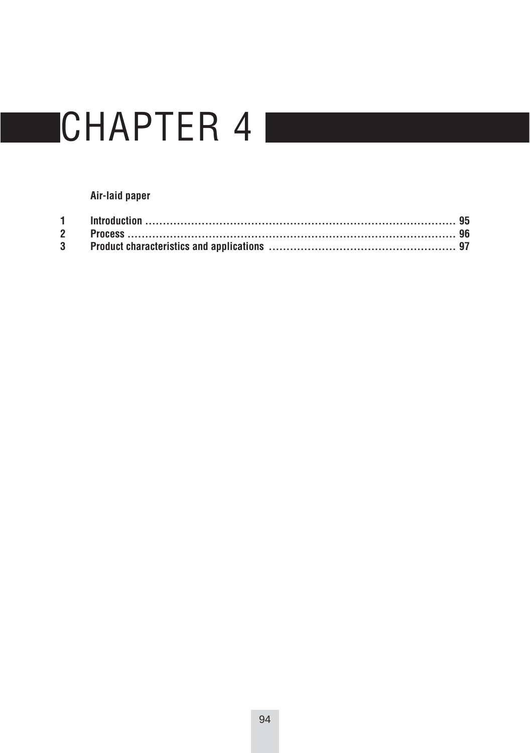# CHAPTER 4

**Air-laid paper**

| | | |
|---|---|---|
| **1** | **Introduction** | **95** |
| **2** | **Process** | **96** |
| **3** | **Product characteristics and applications** | **97** |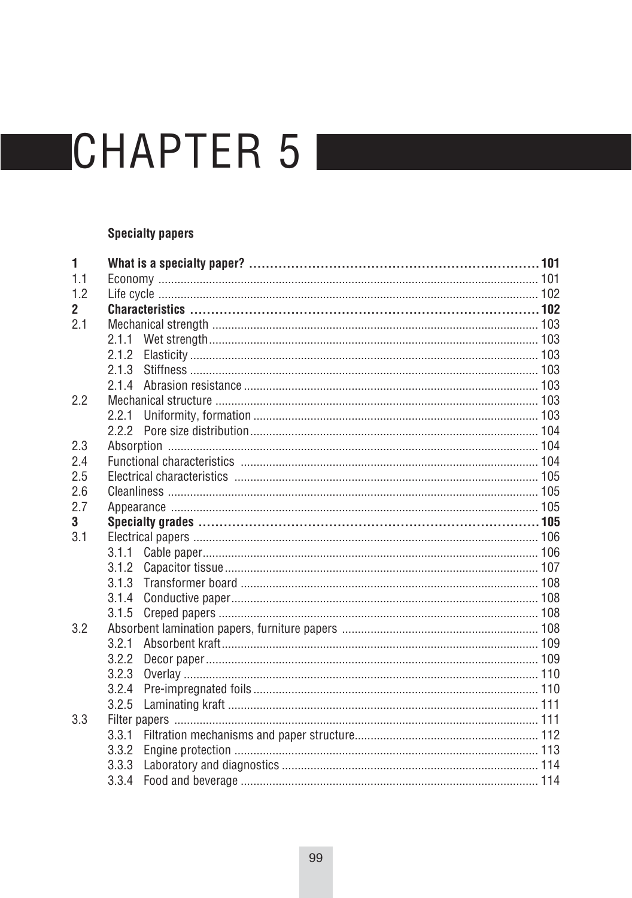# CHAPTER 5

## Specialty papers

| | | |
|---|---|---|
| **1** | **What is a specialty paper?** | **101** |
| 1.1 | Economy | 101 |
| 1.2 | Life cycle | 102 |
| **2** | **Characteristics** | **102** |
| 2.1 | Mechanical strength | 103 |
| | 2.1.1 Wet strength | 103 |
| | 2.1.2 Elasticity | 103 |
| | 2.1.3 Stiffness | 103 |
| | 2.1.4 Abrasion resistance | 103 |
| 2.2 | Mechanical structure | 103 |
| | 2.2.1 Uniformity, formation | 103 |
| | 2.2.2 Pore size distribution | 104 |
| 2.3 | Absorption | 104 |
| 2.4 | Functional characteristics | 104 |
| 2.5 | Electrical characteristics | 105 |
| 2.6 | Cleanliness | 105 |
| 2.7 | Appearance | 105 |
| **3** | **Specialty grades** | **105** |
| 3.1 | Electrical papers | 106 |
| | 3.1.1 Cable paper | 106 |
| | 3.1.2 Capacitor tissue | 107 |
| | 3.1.3 Transformer board | 108 |
| | 3.1.4 Conductive paper | 108 |
| | 3.1.5 Creped papers | 108 |
| 3.2 | Absorbent lamination papers, furniture papers | 108 |
| | 3.2.1 Absorbent kraft | 109 |
| | 3.2.2 Decor paper | 109 |
| | 3.2.3 Overlay | 110 |
| | 3.2.4 Pre-impregnated foils | 110 |
| | 3.2.5 Laminating kraft | 111 |
| 3.3 | Filter papers | 111 |
| | 3.3.1 Filtration mechanisms and paper structure | 112 |
| | 3.3.2 Engine protection | 113 |
| | 3.3.3 Laboratory and diagnostics | 114 |
| | 3.3.4 Food and beverage | 114 |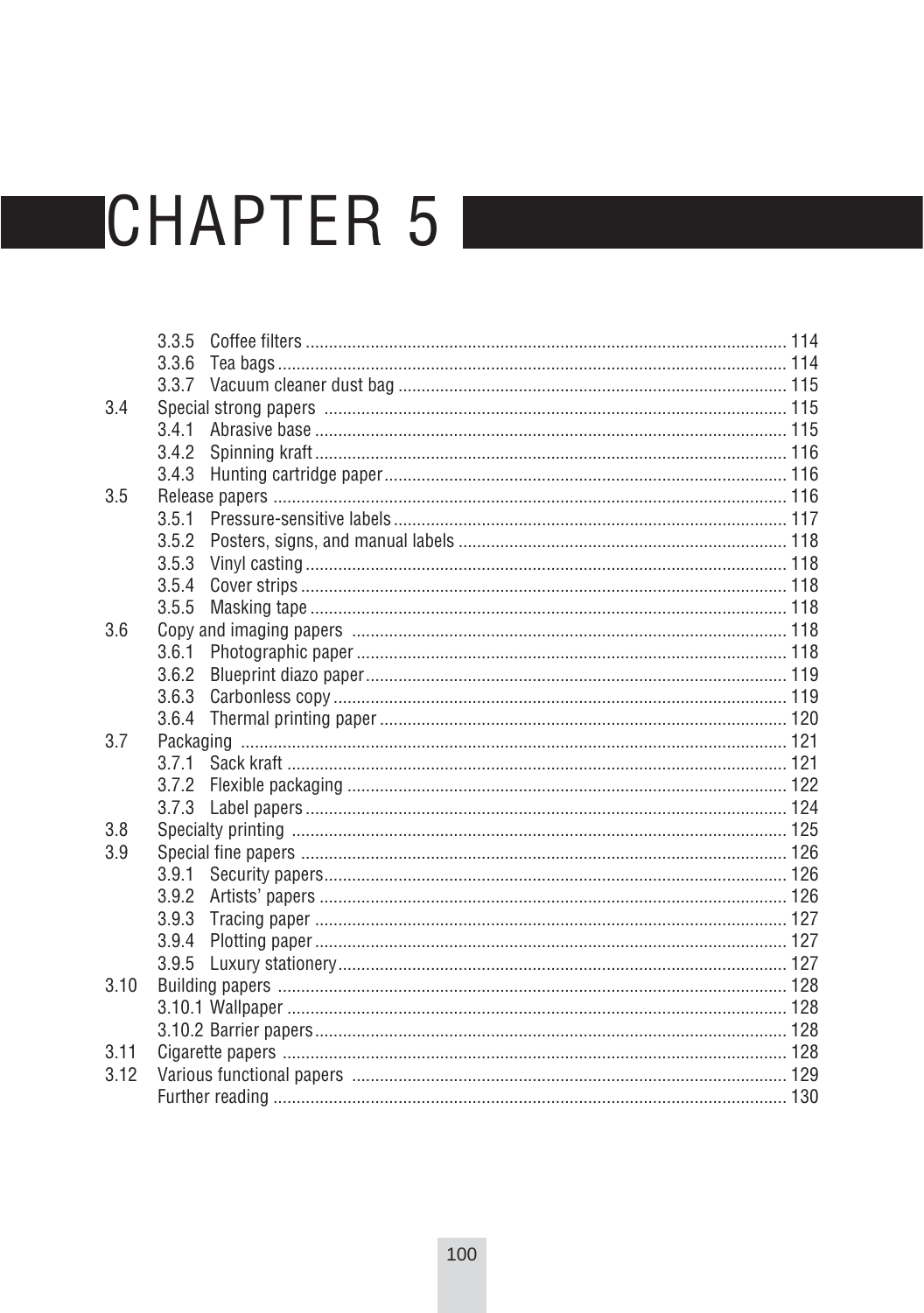# CHAPTER 5

| | | |
|---|---|---|
| | 3.3.5 Coffee filters | 114 |
| | 3.3.6 Tea bags | 114 |
| | 3.3.7 Vacuum cleaner dust bag | 115 |
| 3.4 | Special strong papers | 115 |
| | 3.4.1 Abrasive base | 115 |
| | 3.4.2 Spinning kraft | 116 |
| | 3.4.3 Hunting cartridge paper | 116 |
| 3.5 | Release papers | 116 |
| | 3.5.1 Pressure-sensitive labels | 117 |
| | 3.5.2 Posters, signs, and manual labels | 118 |
| | 3.5.3 Vinyl casting | 118 |
| | 3.5.4 Cover strips | 118 |
| | 3.5.5 Masking tape | 118 |
| 3.6 | Copy and imaging papers | 118 |
| | 3.6.1 Photographic paper | 118 |
| | 3.6.2 Blueprint diazo paper | 119 |
| | 3.6.3 Carbonless copy | 119 |
| | 3.6.4 Thermal printing paper | 120 |
| 3.7 | Packaging | 121 |
| | 3.7.1 Sack kraft | 121 |
| | 3.7.2 Flexible packaging | 122 |
| | 3.7.3 Label papers | 124 |
| 3.8 | Specialty printing | 125 |
| 3.9 | Special fine papers | 126 |
| | 3.9.1 Security papers | 126 |
| | 3.9.2 Artists' papers | 126 |
| | 3.9.3 Tracing paper | 127 |
| | 3.9.4 Plotting paper | 127 |
| | 3.9.5 Luxury stationery | 127 |
| 3.10 | Building papers | 128 |
| | 3.10.1 Wallpaper | 128 |
| | 3.10.2 Barrier papers | 128 |
| 3.11 | Cigarette papers | 128 |
| 3.12 | Various functional papers | 129 |
| | Further reading | 130 |